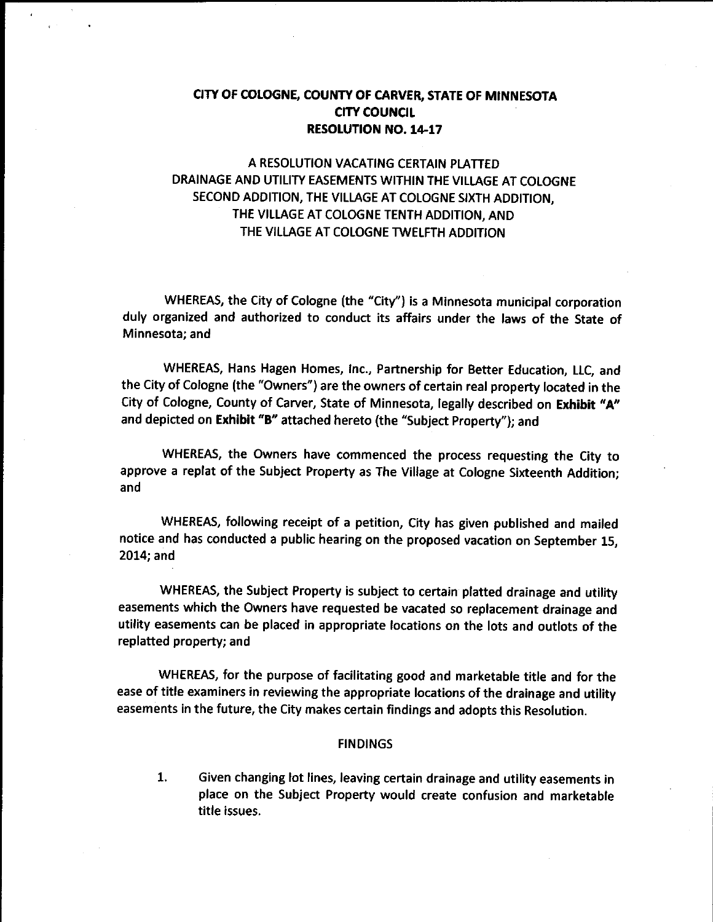# CITY OF COLOGNE, COUNTY OF CARVER, STATE OF MINNESOTA
# CITY COUNCIL
# RESOLUTION NO. 14-17

## A RESOLUTION VACATING CERTAIN PLATTED DRAINAGE AND UTILITY EASEMENTS WITHIN THE VILLAGE AT COLOGNE SECOND ADDITION, THE VILLAGE AT COLOGNE SIXTH ADDITION, THE VILLAGE AT COLOGNE TENTH ADDITION, AND THE VILLAGE AT COLOGNE TWELFTH ADDITION

WHEREAS, the City of Cologne (the "City") is a Minnesota municipal corporation duly organized and authorized to conduct its affairs under the laws of the State of Minnesota; and

WHEREAS, Hans Hagen Homes, Inc., Partnership for Better Education, LLC, and the City of Cologne (the "Owners") are the owners of certain real property located in the City of Cologne, County of Carver, State of Minnesota, legally described on **Exhibit "A"** and depicted on **Exhibit "B"** attached hereto (the "Subject Property"); and

WHEREAS, the Owners have commenced the process requesting the City to approve a replat of the Subject Property as The Village at Cologne Sixteenth Addition; and

WHEREAS, following receipt of a petition, City has given published and mailed notice and has conducted a public hearing on the proposed vacation on September 15, 2014; and

WHEREAS, the Subject Property is subject to certain platted drainage and utility easements which the Owners have requested be vacated so replacement drainage and utility easements can be placed in appropriate locations on the lots and outlots of the replatted property; and

WHEREAS, for the purpose of facilitating good and marketable title and for the ease of title examiners in reviewing the appropriate locations of the drainage and utility easements in the future, the City makes certain findings and adopts this Resolution.

### FINDINGS

1. Given changing lot lines, leaving certain drainage and utility easements in place on the Subject Property would create confusion and marketable title issues.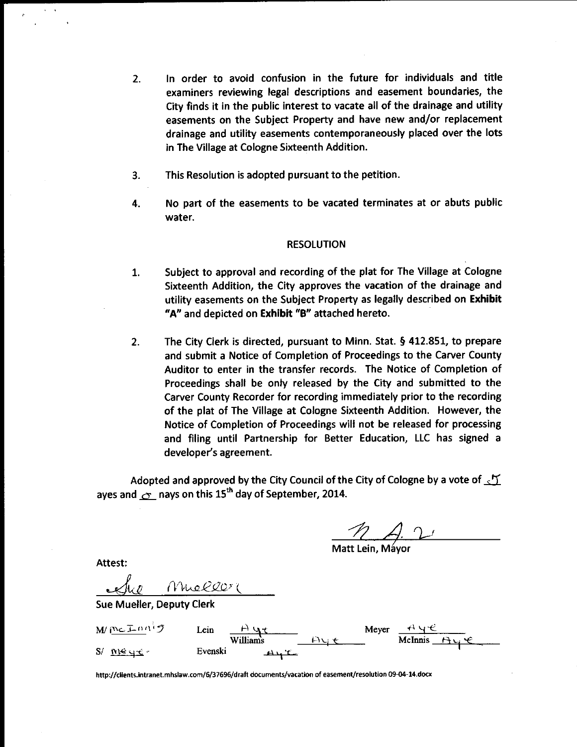2. In order to avoid confusion in the future for individuals and title examiners reviewing legal descriptions and easement boundaries, the City finds it in the public interest to vacate all of the drainage and utility easements on the Subject Property and have new and/or replacement drainage and utility easements contemporaneously placed over the lots in The Village at Cologne Sixteenth Addition.

3. This Resolution is adopted pursuant to the petition.

4. No part of the easements to be vacated terminates at or abuts public water.

## RESOLUTION

1. Subject to approval and recording of the plat for The Village at Cologne Sixteenth Addition, the City approves the vacation of the drainage and utility easements on the Subject Property as legally described on **Exhibit "A"** and depicted on **Exhibit "B"** attached hereto.

2. The City Clerk is directed, pursuant to Minn. Stat. § 412.851, to prepare and submit a Notice of Completion of Proceedings to the Carver County Auditor to enter in the transfer records. The Notice of Completion of Proceedings shall be only released by the City and submitted to the Carver County Recorder for recording immediately prior to the recording of the plat of The Village at Cologne Sixteenth Addition. However, the Notice of Completion of Proceedings will not be released for processing and filing until Partnership for Better Education, LLC has signed a developer's agreement.

Adopted and approved by the City Council of the City of Cologne by a vote of 5 ayes and 0 nays on this 15th day of September, 2014.

Matt Lein, Mayor

Attest:

Sue Mueller, Deputy Clerk

| M/ McInnis | Lein | Aye | | | Meyer | Aye |
|---|---|---|---|---|---|---|
| | | Williams | Aye | | McInnis | Aye |
| S/ Meyer | Evenski | Aye | | | | |

http://clients.intranet.mhslaw.com/6/37696/draft documents/vacation of easement/resolution 09-04-14.docx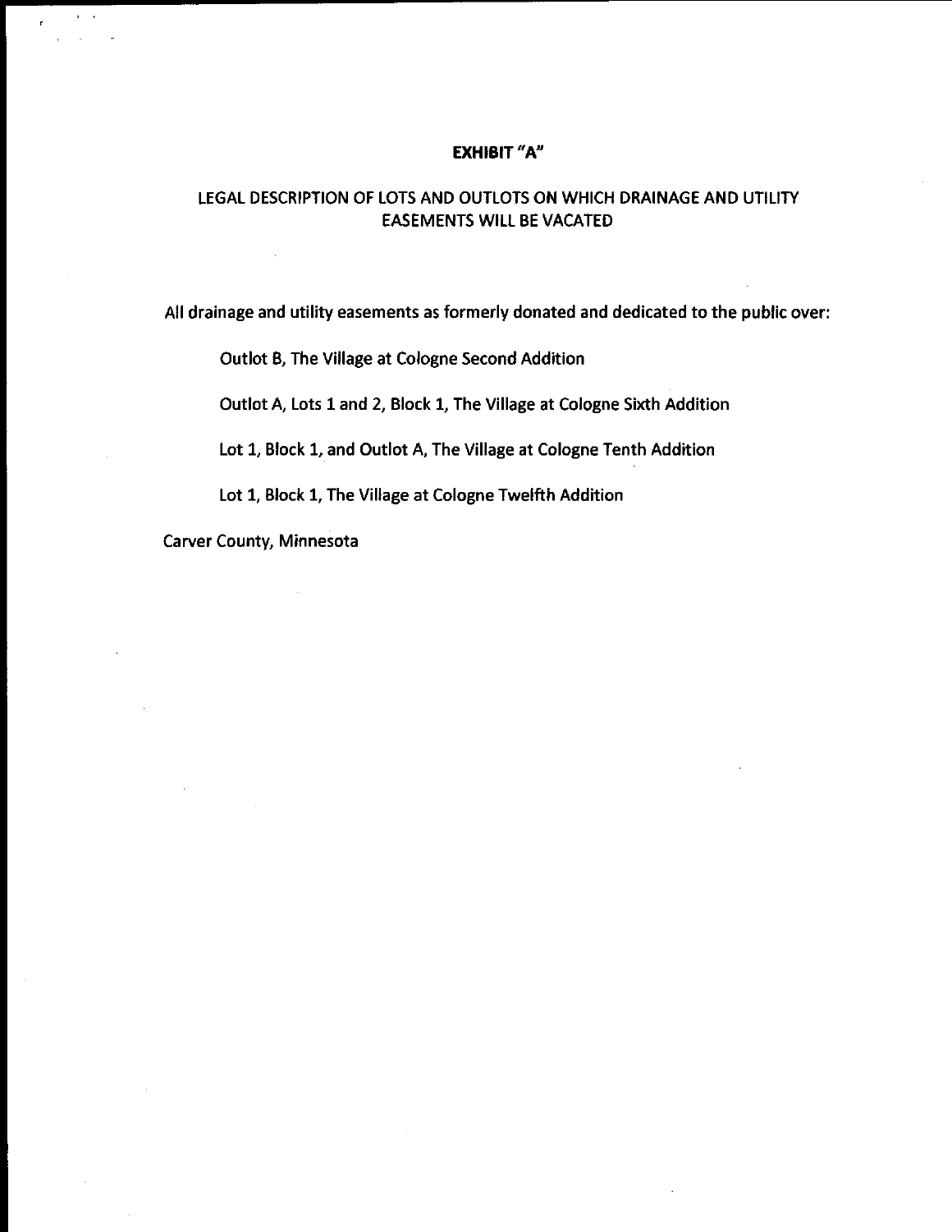# EXHIBIT "A"

## LEGAL DESCRIPTION OF LOTS AND OUTLOTS ON WHICH DRAINAGE AND UTILITY EASEMENTS WILL BE VACATED

All drainage and utility easements as formerly donated and dedicated to the public over:

Outlot B, The Village at Cologne Second Addition

Outlot A, Lots 1 and 2, Block 1, The Village at Cologne Sixth Addition

Lot 1, Block 1, and Outlot A, The Village at Cologne Tenth Addition

Lot 1, Block 1, The Village at Cologne Twelfth Addition

Carver County, Minnesota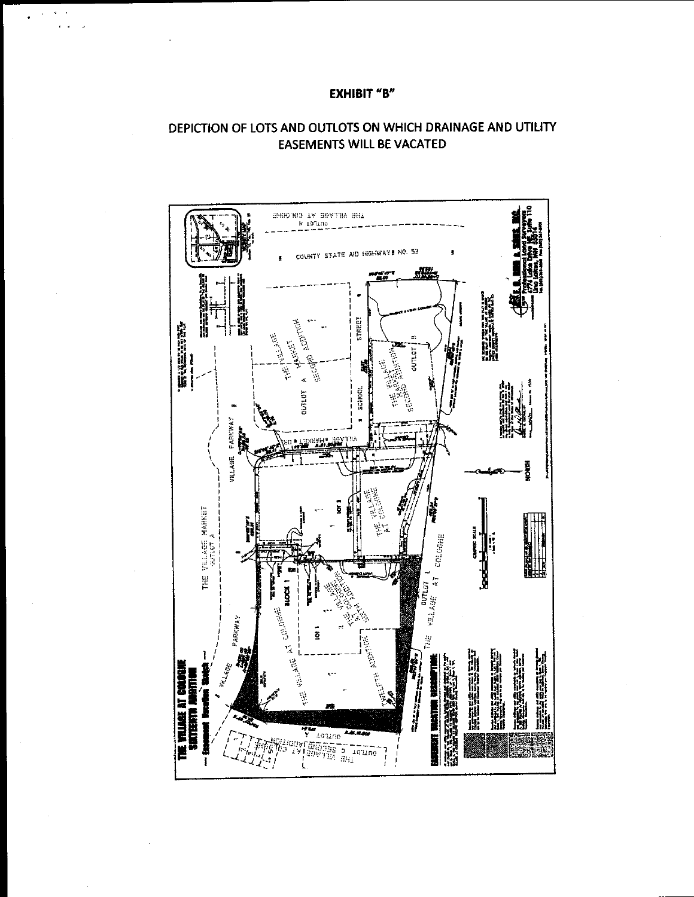# EXHIBIT "B"

## DEPICTION OF LOTS AND OUTLOTS ON WHICH DRAINAGE AND UTILITY EASEMENTS WILL BE VACATED